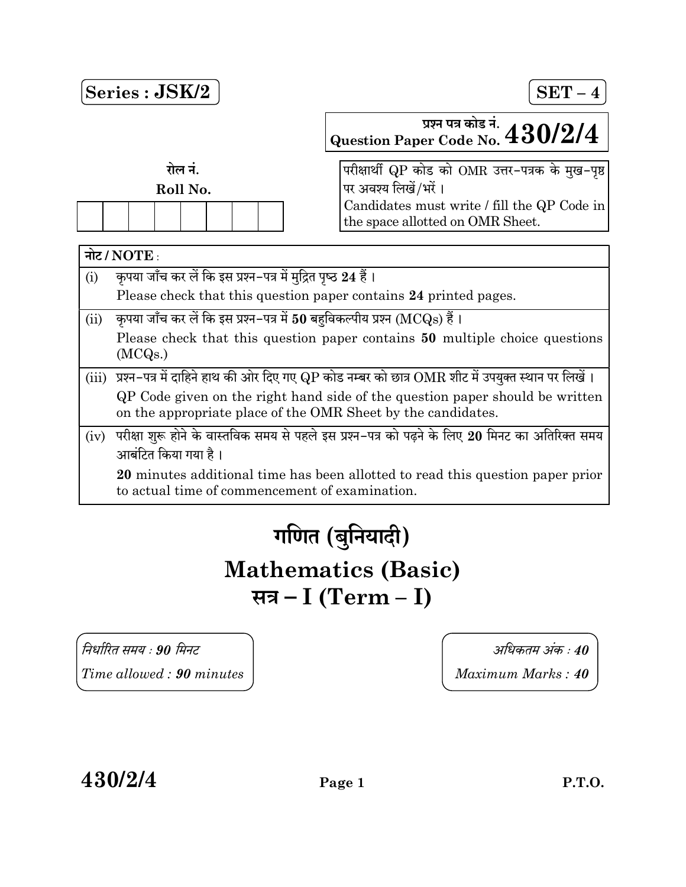Series : JSK/2

SET – 4

प्रश्न पत्र कोड नं.
Question Paper Code No. **430/2/4**

रोल नं.
Roll No.

| | | | | | | | |
|---|---|---|---|---|---|---|---|
| | | | | | | | |

परीक्षार्थी QP कोड को OMR उत्तर-पत्रक के मुख-पृष्ठ पर अवश्य लिखें/भरें ।
Candidates must write / fill the QP Code in the space allotted on OMR Sheet.

**नोट / NOTE :**

(i) कृपया जाँच कर लें कि इस प्रश्न-पत्र में मुद्रित पृष्ठ **24** हैं ।
Please check that this question paper contains **24** printed pages.

(ii) कृपया जाँच कर लें कि इस प्रश्न-पत्र में **50** बहुविकल्पीय प्रश्न (MCQs) हैं ।
Please check that this question paper contains **50** multiple choice questions (MCQs.)

(iii) प्रश्न-पत्र में दाहिने हाथ की ओर दिए गए QP कोड नम्बर को छात्र OMR शीट में उपयुक्त स्थान पर लिखें ।
QP Code given on the right hand side of the question paper should be written on the appropriate place of the OMR Sheet by the candidates.

(iv) परीक्षा शुरू होने के वास्तविक समय से पहले इस प्रश्न-पत्र को पढ़ने के लिए **20** मिनट का अतिरिक्त समय आबंटित किया गया है ।
**20** minutes additional time has been allotted to read this question paper prior to actual time of commencement of examination.

# गणित (बुनियादी)
# Mathematics (Basic)
# सत्र – I (Term – I)

*निर्धारित समय : **90** मिनट*
*Time allowed : **90** minutes*

*अधिकतम अंक : **40***
*Maximum Marks : **40***

**430/2/4**

P.T.O.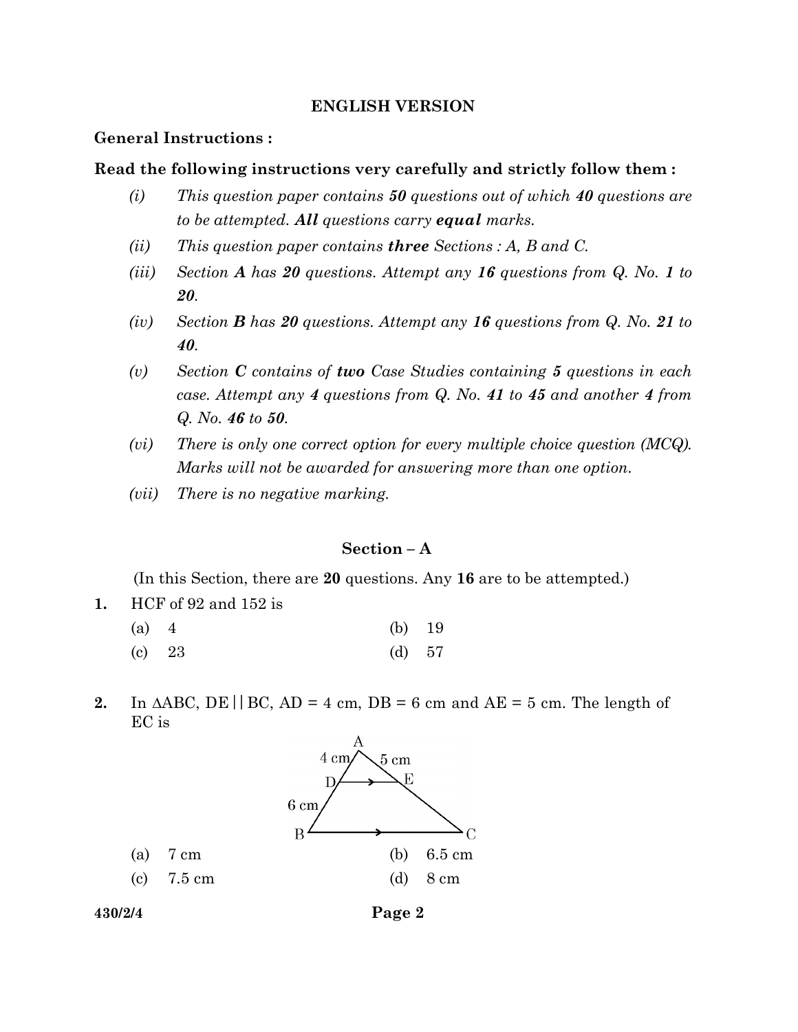**ENGLISH VERSION**

**General Instructions :**

**Read the following instructions very carefully and strictly follow them :**

*(i)* *This question paper contains **50** questions out of which **40** questions are to be attempted. **All** questions carry **equal** marks.*

*(ii)* *This question paper contains **three** Sections : A, B and C.*

*(iii)* *Section **A** has **20** questions. Attempt any **16** questions from Q. No. **1** to **20**.*

*(iv)* *Section **B** has **20** questions. Attempt any **16** questions from Q. No. **21** to **40**.*

*(v)* *Section **C** contains of **two** Case Studies containing **5** questions in each case. Attempt any **4** questions from Q. No. **41** to **45** and another **4** from Q. No. **46** to **50**.*

*(vi)* *There is only one correct option for every multiple choice question (MCQ). Marks will not be awarded for answering more than one option.*

*(vii)* *There is no negative marking.*

## Section – A

(In this Section, there are **20** questions. Any **16** are to be attempted.)

**1.** HCF of 92 and 152 is

(a) 4 (b) 19

(c) 23 (d) 57

**2.** In $\Delta ABC$, $DE \| BC$, $AD = 4$ cm, $DB = 6$ cm and $AE = 5$ cm. The length of EC is

(a) 7 cm (b) 6.5 cm

(c) 7.5 cm (d) 8 cm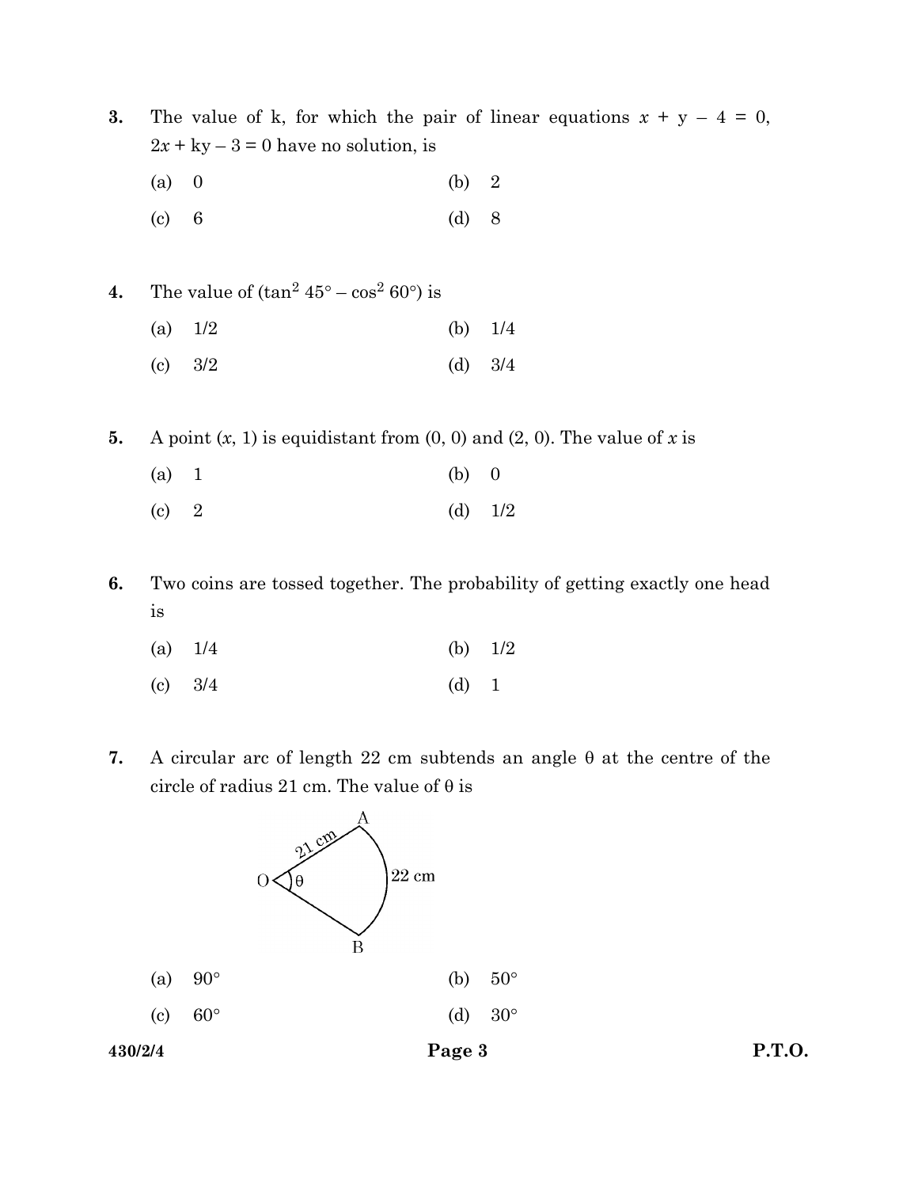3. The value of k, for which the pair of linear equations $x + y - 4 = 0$, $2x + ky - 3 = 0$ have no solution, is

   (a) 0 (b) 2

   (c) 6 (d) 8

4. The value of $(\tan^2 45° - \cos^2 60°)$ is

   (a) 1/2 (b) 1/4

   (c) 3/2 (d) 3/4

5. A point $(x, 1)$ is equidistant from $(0, 0)$ and $(2, 0)$. The value of $x$ is

   (a) 1 (b) 0

   (c) 2 (d) 1/2

6. Two coins are tossed together. The probability of getting exactly one head is

   (a) 1/4 (b) 1/2

   (c) 3/4 (d) 1

7. A circular arc of length 22 cm subtends an angle θ at the centre of the circle of radius 21 cm. The value of θ is

   (a) 90° (b) 50°

   (c) 60° (d) 30°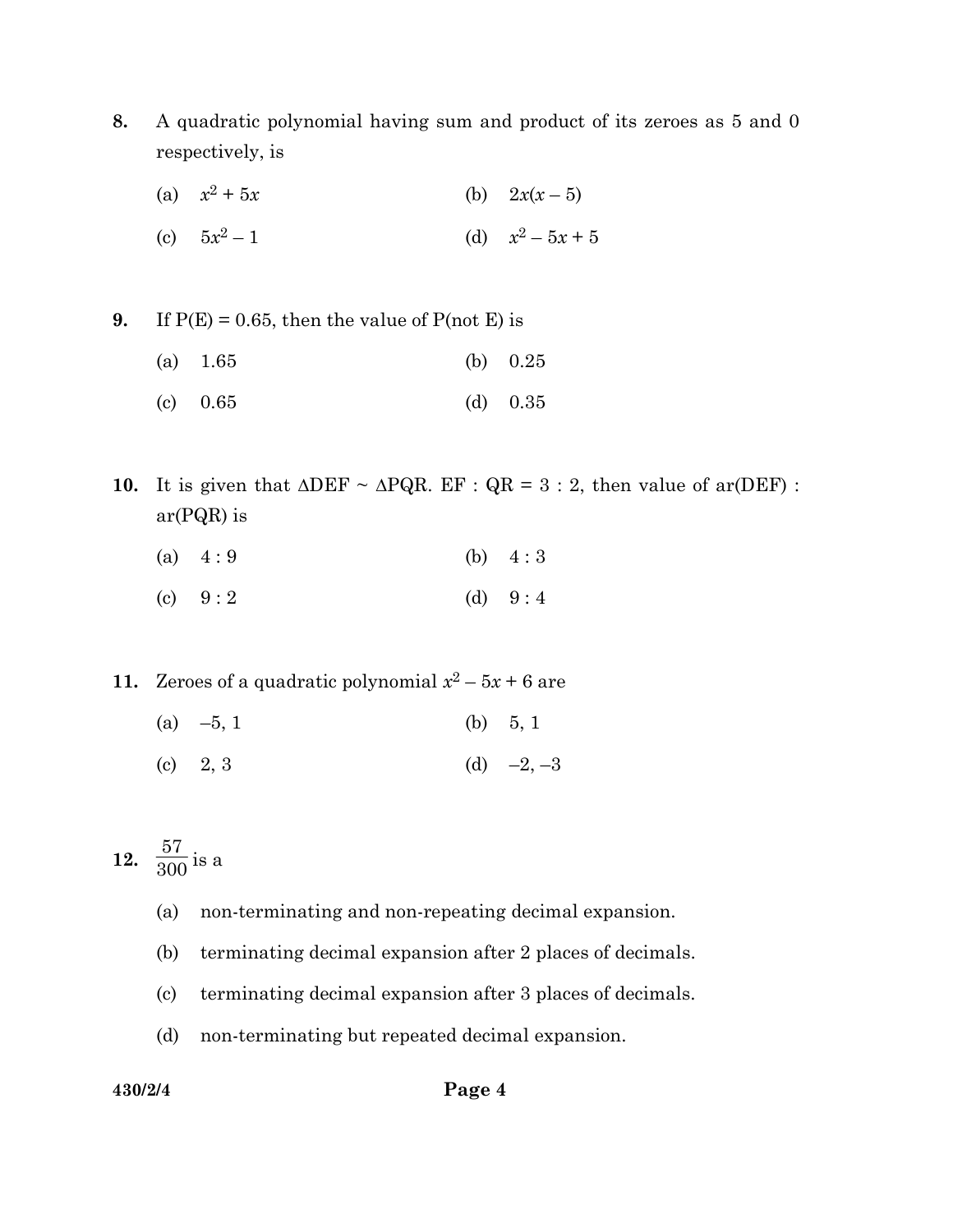**8.** A quadratic polynomial having sum and product of its zeroes as 5 and 0 respectively, is

(a) $x^2 + 5x$ (b) $2x(x - 5)$

(c) $5x^2 - 1$ (d) $x^2 - 5x + 5$

**9.** If P(E) = 0.65, then the value of P(not E) is

(a) 1.65 (b) 0.25

(c) 0.65 (d) 0.35

**10.** It is given that $\Delta DEF \sim \Delta PQR$. EF : QR = 3 : 2, then value of ar(DEF) : ar(PQR) is

(a) 4 : 9 (b) 4 : 3

(c) 9 : 2 (d) 9 : 4

**11.** Zeroes of a quadratic polynomial $x^2 - 5x + 6$ are

(a) –5, 1 (b) 5, 1

(c) 2, 3 (d) –2, –3

**12.** $\frac{57}{300}$ is a

(a) non-terminating and non-repeating decimal expansion.

(b) terminating decimal expansion after 2 places of decimals.

(c) terminating decimal expansion after 3 places of decimals.

(d) non-terminating but repeated decimal expansion.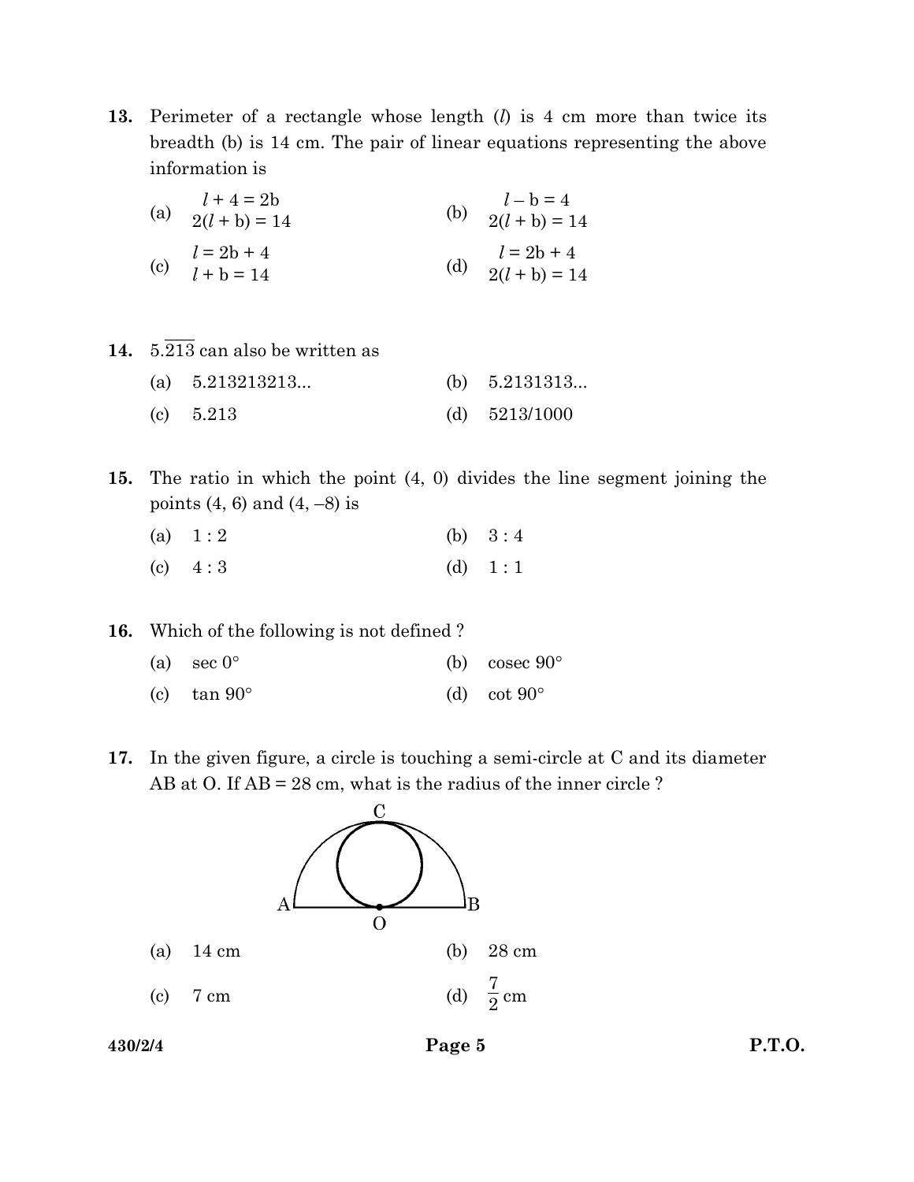**13.** Perimeter of a rectangle whose length ($l$) is 4 cm more than twice its breadth (b) is 14 cm. The pair of linear equations representing the above information is

(a) $l + 4 = 2b$
$2(l + b) = 14$

(b) $l - b = 4$
$2(l + b) = 14$

(c) $l = 2b + 4$
$l + b = 14$

(d) $l = 2b + 4$
$2(l + b) = 14$

**14.** $5.\overline{213}$ can also be written as

(a) 5.213213213...

(b) 5.2131313...

(c) 5.213

(d) 5213/1000

**15.** The ratio in which the point (4, 0) divides the line segment joining the points (4, 6) and (4, –8) is

(a) 1 : 2

(b) 3 : 4

(c) 4 : 3

(d) 1 : 1

**16.** Which of the following is not defined ?

(a) sec 0°

(b) cosec 90°

(c) tan 90°

(d) cot 90°

**17.** In the given figure, a circle is touching a semi-circle at C and its diameter AB at O. If AB = 28 cm, what is the radius of the inner circle ?

(a) 14 cm

(b) 28 cm

(c) 7 cm

(d) $\frac{7}{2}$ cm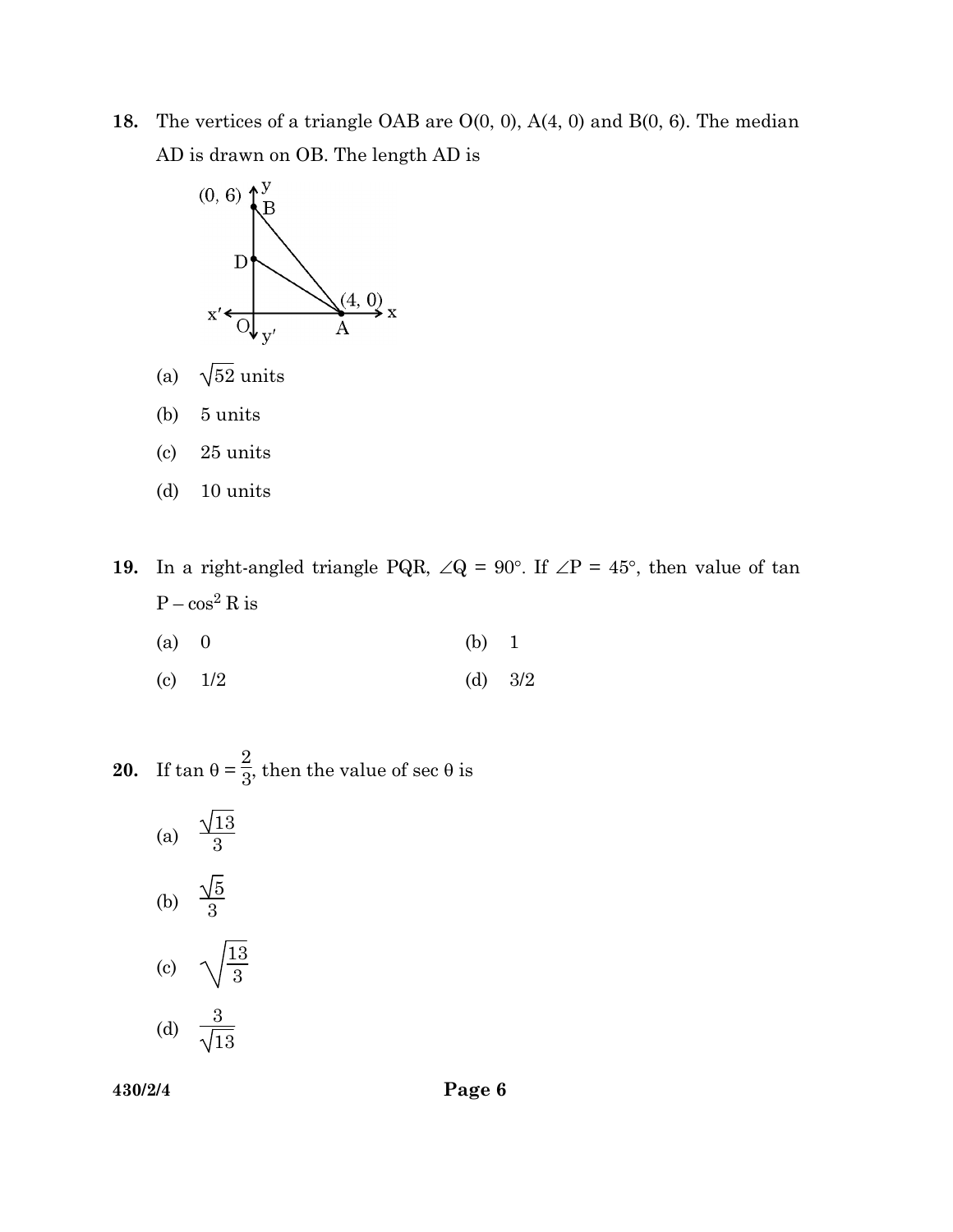**18.** The vertices of a triangle OAB are O(0, 0), A(4, 0) and B(0, 6). The median AD is drawn on OB. The length AD is

(a) $\sqrt{52}$ units

(b) 5 units

(c) 25 units

(d) 10 units

**19.** In a right-angled triangle PQR, $\angle Q = 90°$. If $\angle P = 45°$, then value of $\tan P - \cos^2 R$ is

(a) 0 &nbsp;&nbsp;&nbsp;&nbsp;&nbsp;&nbsp;&nbsp;&nbsp; (b) 1

(c) 1/2 &nbsp;&nbsp;&nbsp;&nbsp;&nbsp;&nbsp; (d) 3/2

**20.** If $\tan \theta = \frac{2}{3}$, then the value of $\sec \theta$ is

(a) $\frac{\sqrt{13}}{3}$

(b) $\frac{\sqrt{5}}{3}$

(c) $\sqrt{\frac{13}{3}}$

(d) $\frac{3}{\sqrt{13}}$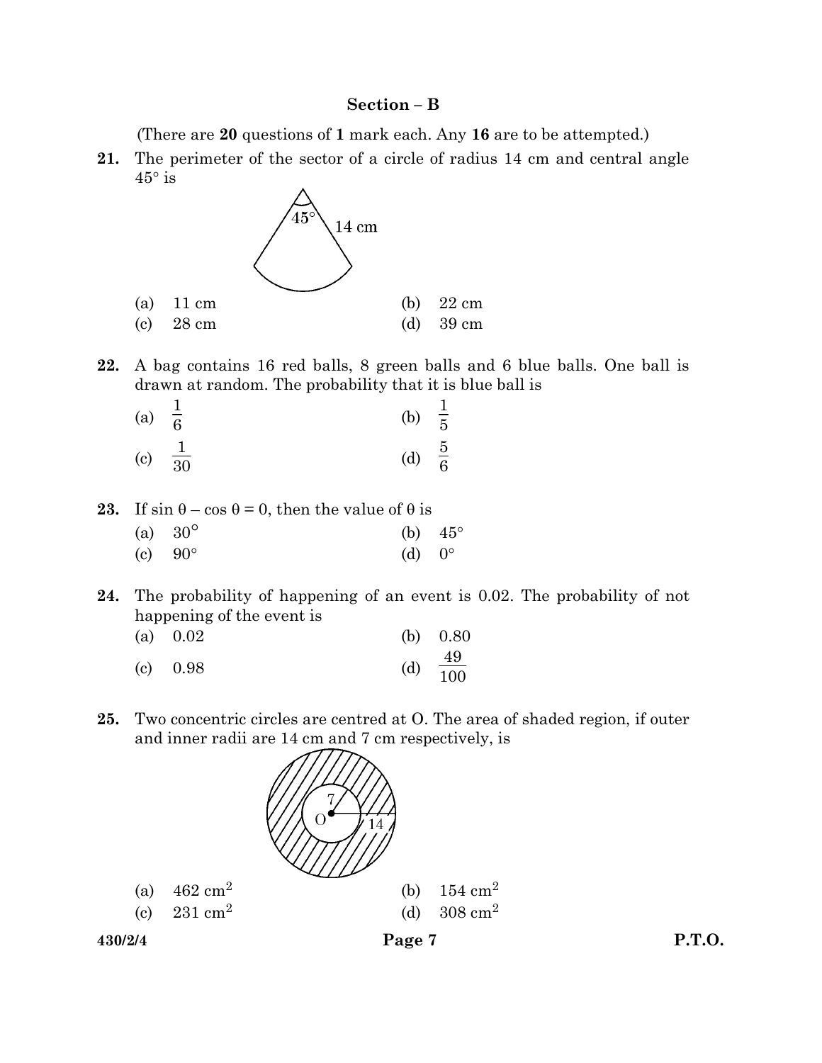## Section – B

(There are **20** questions of **1** mark each. Any **16** are to be attempted.)

**21.** The perimeter of the sector of a circle of radius 14 cm and central angle $45°$ is

(a) 11 cm (b) 22 cm

(c) 28 cm (d) 39 cm

**22.** A bag contains 16 red balls, 8 green balls and 6 blue balls. One ball is drawn at random. The probability that it is blue ball is

(a) $\frac{1}{6}$ (b) $\frac{1}{5}$

(c) $\frac{1}{30}$ (d) $\frac{5}{6}$

**23.** If $\sin \theta - \cos \theta = 0$, then the value of $\theta$ is

(a) $30°$ (b) $45°$

(c) $90°$ (d) $0°$

**24.** The probability of happening of an event is 0.02. The probability of not happening of the event is

(a) 0.02 (b) 0.80

(c) 0.98 (d) $\frac{49}{100}$

**25.** Two concentric circles are centred at O. The area of shaded region, if outer and inner radii are 14 cm and 7 cm respectively, is

(a) $462 \text{ cm}^2$ (b) $154 \text{ cm}^2$

(c) $231 \text{ cm}^2$ (d) $308 \text{ cm}^2$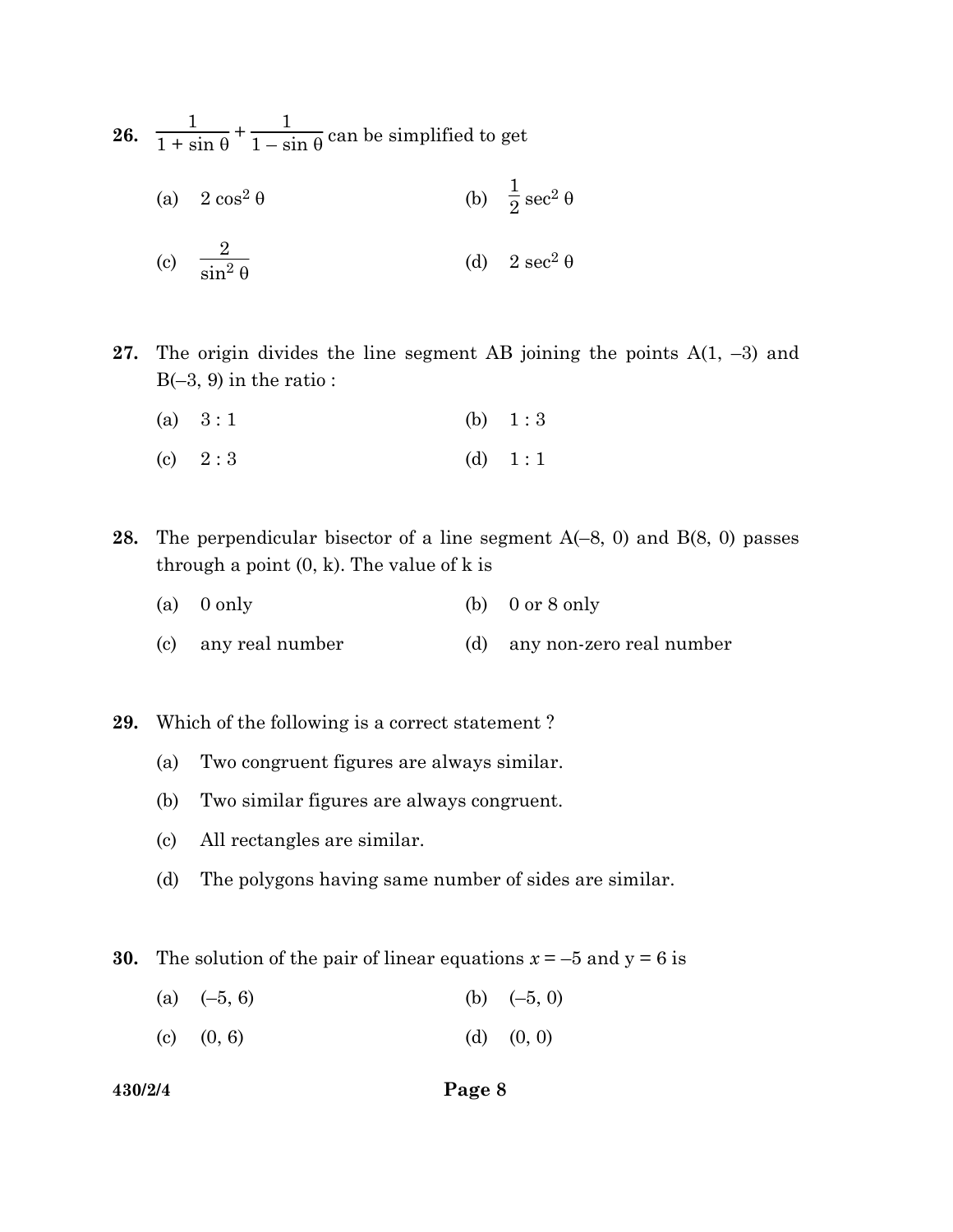**26.** $\dfrac{1}{1 + \sin \theta} + \dfrac{1}{1 - \sin \theta}$ can be simplified to get

(a) $2 \cos^2 \theta$

(b) $\dfrac{1}{2} \sec^2 \theta$

(c) $\dfrac{2}{\sin^2 \theta}$

(d) $2 \sec^2 \theta$

**27.** The origin divides the line segment AB joining the points A(1, –3) and B(–3, 9) in the ratio :

(a) 3 : 1

(b) 1 : 3

(c) 2 : 3

(d) 1 : 1

**28.** The perpendicular bisector of a line segment A(–8, 0) and B(8, 0) passes through a point (0, k). The value of k is

(a) 0 only

(b) 0 or 8 only

(c) any real number

(d) any non-zero real number

**29.** Which of the following is a correct statement ?

(a) Two congruent figures are always similar.

(b) Two similar figures are always congruent.

(c) All rectangles are similar.

(d) The polygons having same number of sides are similar.

**30.** The solution of the pair of linear equations $x = -5$ and $y = 6$ is

(a) (–5, 6)

(b) (–5, 0)

(c) (0, 6)

(d) (0, 0)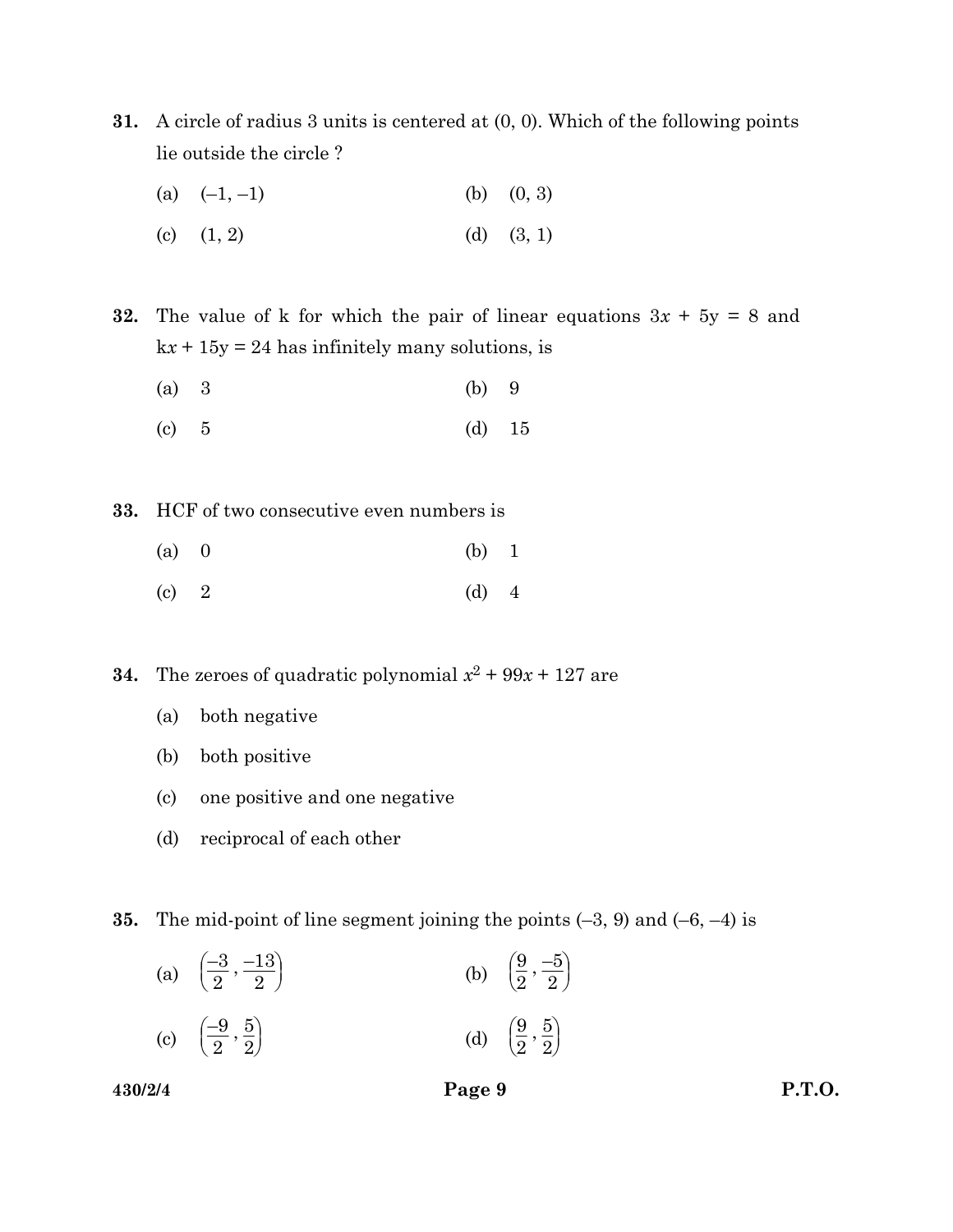**31.** A circle of radius 3 units is centered at (0, 0). Which of the following points lie outside the circle ?

(a) $(-1, -1)$ (b) $(0, 3)$

(c) $(1, 2)$ (d) $(3, 1)$

**32.** The value of k for which the pair of linear equations $3x + 5y = 8$ and $kx + 15y = 24$ has infinitely many solutions, is

(a) 3 (b) 9

(c) 5 (d) 15

**33.** HCF of two consecutive even numbers is

(a) 0 (b) 1

(c) 2 (d) 4

**34.** The zeroes of quadratic polynomial $x^2 + 99x + 127$ are

(a) both negative

(b) both positive

(c) one positive and one negative

(d) reciprocal of each other

**35.** The mid-point of line segment joining the points $(-3, 9)$ and $(-6, -4)$ is

(a) $\left(\frac{-3}{2}, \frac{-13}{2}\right)$ (b) $\left(\frac{9}{2}, \frac{-5}{2}\right)$

(c) $\left(\frac{-9}{2}, \frac{5}{2}\right)$ (d) $\left(\frac{9}{2}, \frac{5}{2}\right)$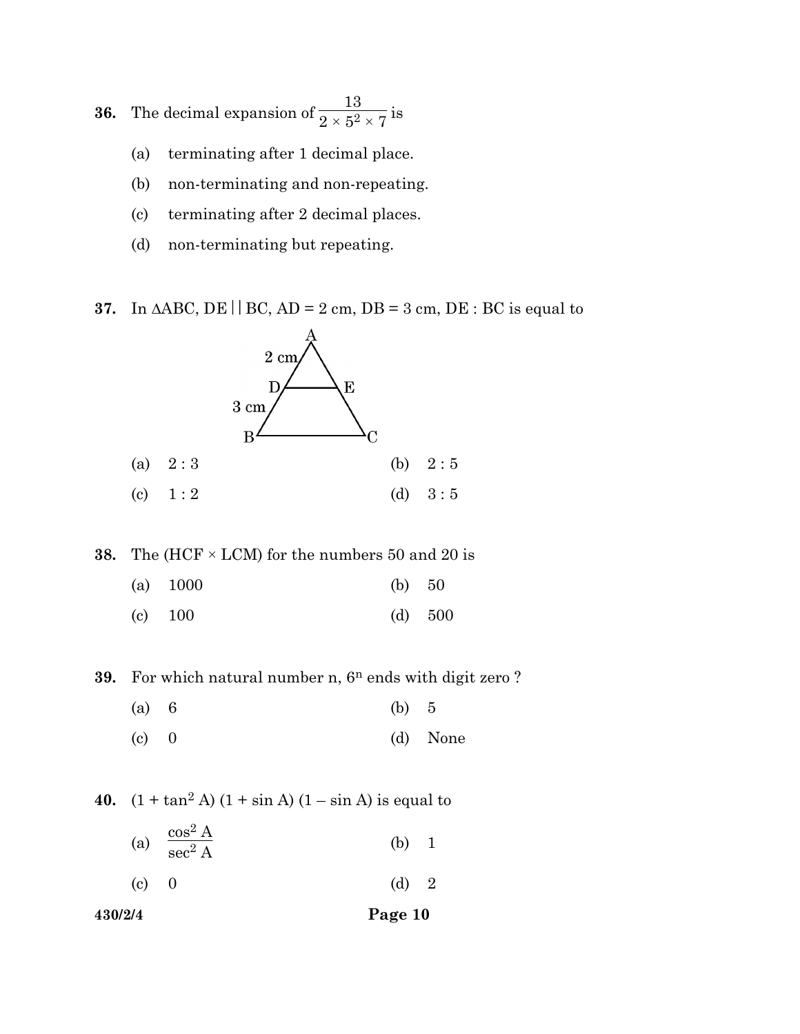**36.** The decimal expansion of $\dfrac{13}{2 \times 5^2 \times 7}$ is

(a) terminating after 1 decimal place.

(b) non-terminating and non-repeating.

(c) terminating after 2 decimal places.

(d) non-terminating but repeating.

**37.** In $\Delta$ABC, DE || BC, AD = 2 cm, DB = 3 cm, DE : BC is equal to

(a) 2 : 3 (b) 2 : 5

(c) 1 : 2 (d) 3 : 5

**38.** The (HCF $\times$ LCM) for the numbers 50 and 20 is

(a) 1000 (b) 50

(c) 100 (d) 500

**39.** For which natural number n, $6^n$ ends with digit zero ?

(a) 6 (b) 5

(c) 0 (d) None

**40.** $(1 + \tan^2 A)(1 + \sin A)(1 - \sin A)$ is equal to

(a) $\dfrac{\cos^2 A}{\sec^2 A}$ (b) 1

(c) 0 (d) 2

430/2/4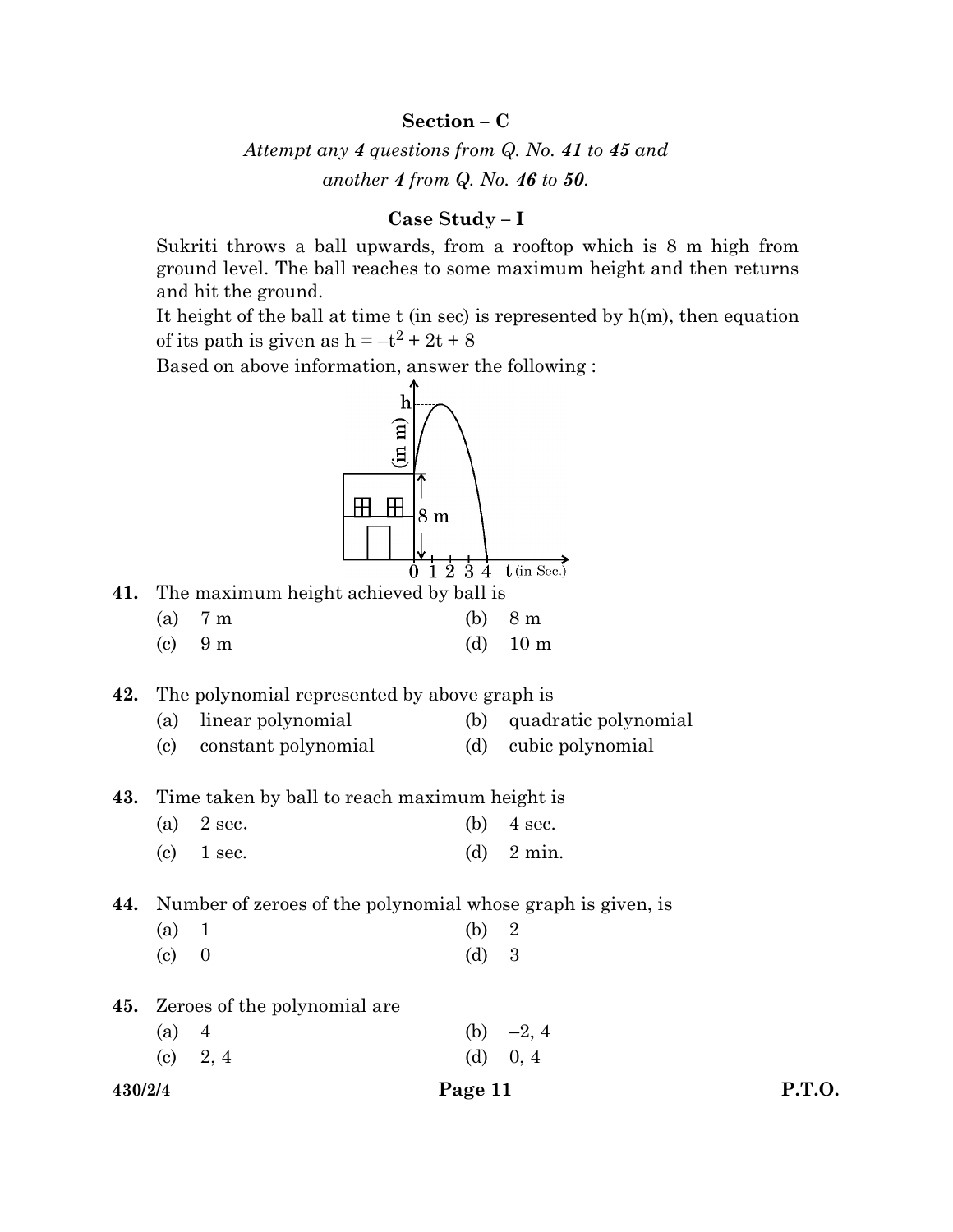## Section – C

*Attempt any **4** questions from Q. No. **41** to **45** and another 4 from Q. No. **46** to **50**.*

### Case Study – I

Sukriti throws a ball upwards, from a rooftop which is 8 m high from ground level. The ball reaches to some maximum height and then returns and hit the ground.

It height of the ball at time t (in sec) is represented by h(m), then equation of its path is given as $h = -t^2 + 2t + 8$

Based on above information, answer the following :

**41.** The maximum height achieved by ball is

(a) 7 m (b) 8 m

(c) 9 m (d) 10 m

**42.** The polynomial represented by above graph is

(a) linear polynomial (b) quadratic polynomial

(c) constant polynomial (d) cubic polynomial

**43.** Time taken by ball to reach maximum height is

(a) 2 sec. (b) 4 sec.

(c) 1 sec. (d) 2 min.

**44.** Number of zeroes of the polynomial whose graph is given, is

(a) 1 (b) 2

(c) 0 (d) 3

**45.** Zeroes of the polynomial are

(a) 4 (b) –2, 4

(c) 2, 4 (d) 0, 4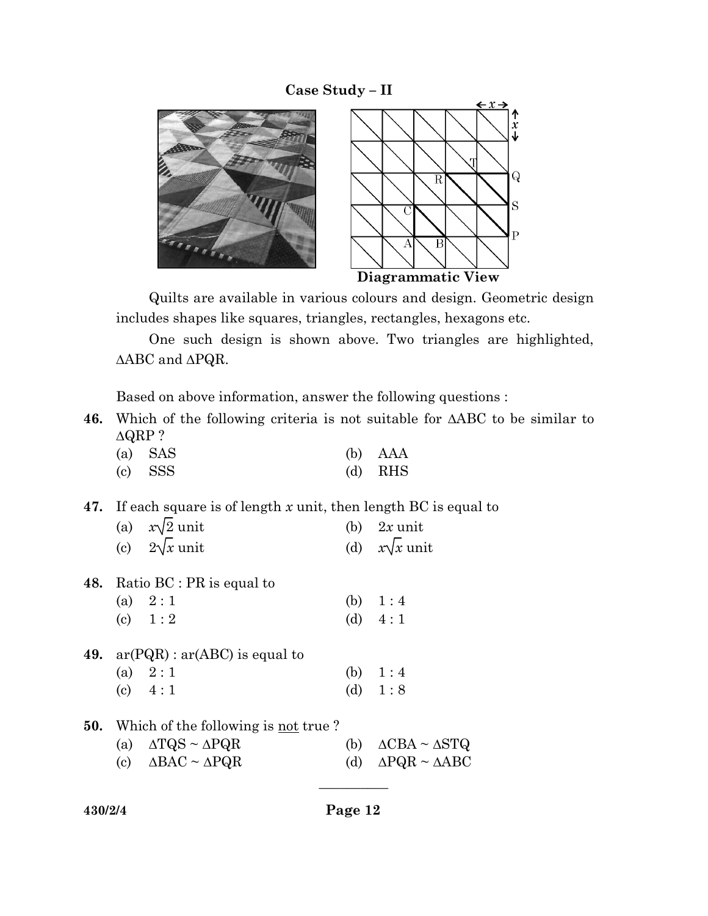### Case Study – II

Diagrammatic View

Quilts are available in various colours and design. Geometric design includes shapes like squares, triangles, rectangles, hexagons etc.

One such design is shown above. Two triangles are highlighted, $\Delta$ABC and $\Delta$PQR.

Based on above information, answer the following questions :

**46.** Which of the following criteria is not suitable for $\Delta$ABC to be similar to $\Delta$QRP ?

(a) SAS  
(b) AAA  
(c) SSS  
(d) RHS

**47.** If each square is of length $x$ unit, then length BC is equal to

(a) $x\sqrt{2}$ unit  
(b) $2x$ unit  
(c) $2\sqrt{x}$ unit  
(d) $x\sqrt{x}$ unit

**48.** Ratio BC : PR is equal to

(a) 2 : 1  
(b) 1 : 4  
(c) 1 : 2  
(d) 4 : 1

**49.** ar(PQR) : ar(ABC) is equal to

(a) 2 : 1  
(b) 1 : 4  
(c) 4 : 1  
(d) 1 : 8

**50.** Which of the following is not true ?

(a) $\Delta$TQS ~ $\Delta$PQR  
(b) $\Delta$CBA ~ $\Delta$STQ  
(c) $\Delta$BAC ~ $\Delta$PQR  
(d) $\Delta$PQR ~ $\Delta$ABC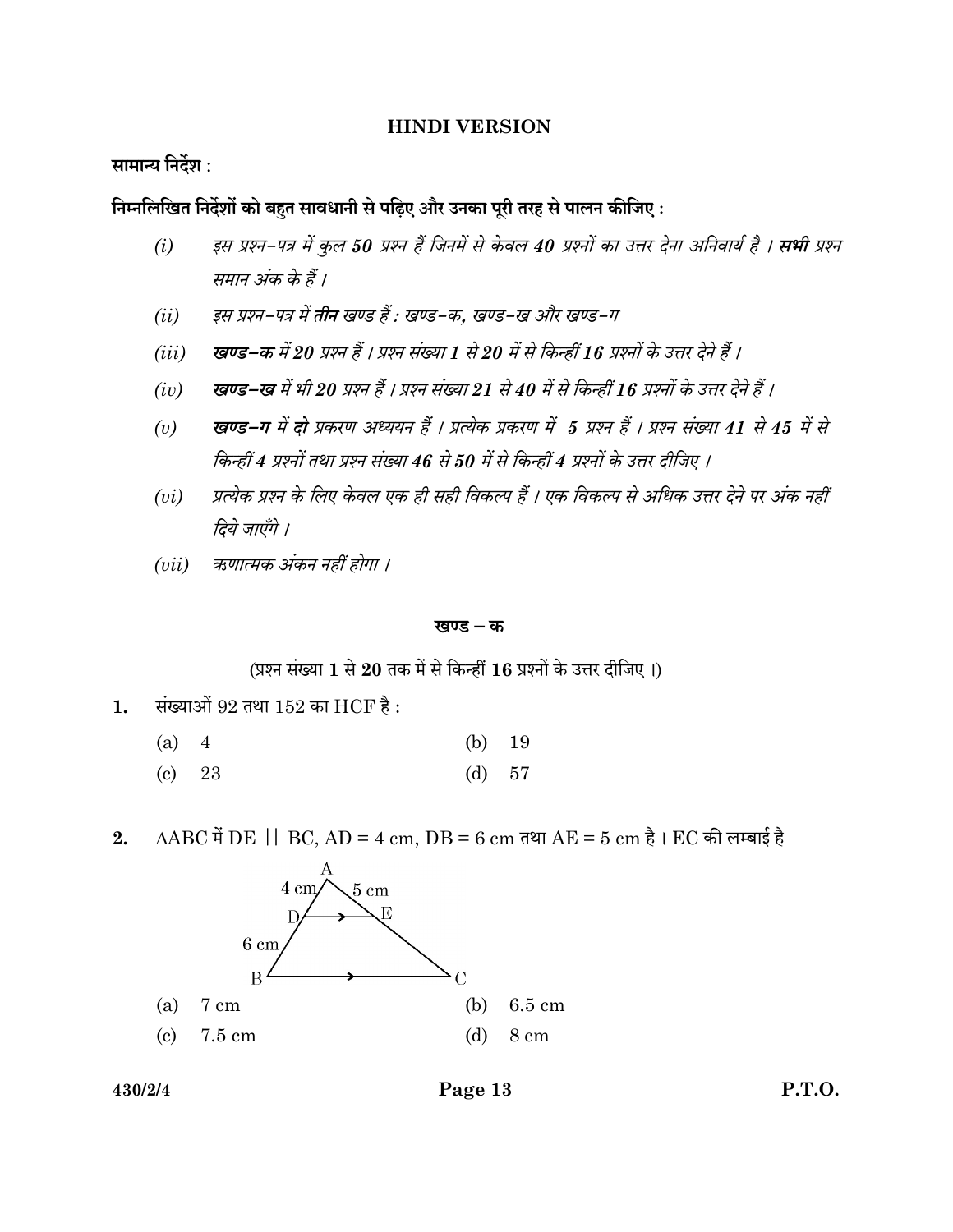## HINDI VERSION

**सामान्य निर्देश :**

**निम्नलिखित निर्देशों को बहुत सावधानी से पढ़िए और उनका पूरी तरह से पालन कीजिए :**

(i) *इस प्रश्न-पत्र में कुल **50** प्रश्न हैं जिनमें से केवल **40** प्रश्नों का उत्तर देना अनिवार्य है । **सभी** प्रश्न समान अंक के हैं ।*

(ii) *इस प्रश्न-पत्र में **तीन** खण्ड हैं : खण्ड-क, खण्ड-ख और खण्ड-ग*

(iii) ***खण्ड-क** में **20** प्रश्न हैं । प्रश्न संख्या **1** से **20** में से किन्हीं **16** प्रश्नों के उत्तर देने हैं ।*

(iv) ***खण्ड-ख** में भी **20** प्रश्न हैं । प्रश्न संख्या **21** से **40** में से किन्हीं **16** प्रश्नों के उत्तर देने हैं ।*

(v) ***खण्ड-ग** में **दो** प्रकरण अध्ययन हैं । प्रत्येक प्रकरण में **5** प्रश्न हैं । प्रश्न संख्या **41** से **45** में से किन्हीं **4** प्रश्नों तथा प्रश्न संख्या **46** से **50** में से किन्हीं **4** प्रश्नों के उत्तर दीजिए ।*

(vi) *प्रत्येक प्रश्न के लिए केवल एक ही सही विकल्प हैं । एक विकल्प से अधिक उत्तर देने पर अंक नहीं दिये जाएँगे ।*

(vii) *ऋणात्मक अंकन नहीं होगा ।*

### खण्ड – क

(प्रश्न संख्या **1** से **20** तक में से किन्हीं **16** प्रश्नों के उत्तर दीजिए ।)

**1.** संख्याओं 92 तथा 152 का HCF है :

(a) 4 (b) 19

(c) 23 (d) 57

**2.** $\Delta ABC$ में $DE \parallel BC$, AD = 4 cm, DB = 6 cm तथा AE = 5 cm है । EC की लम्बाई है

(a) 7 cm (b) 6.5 cm

(c) 7.5 cm (d) 8 cm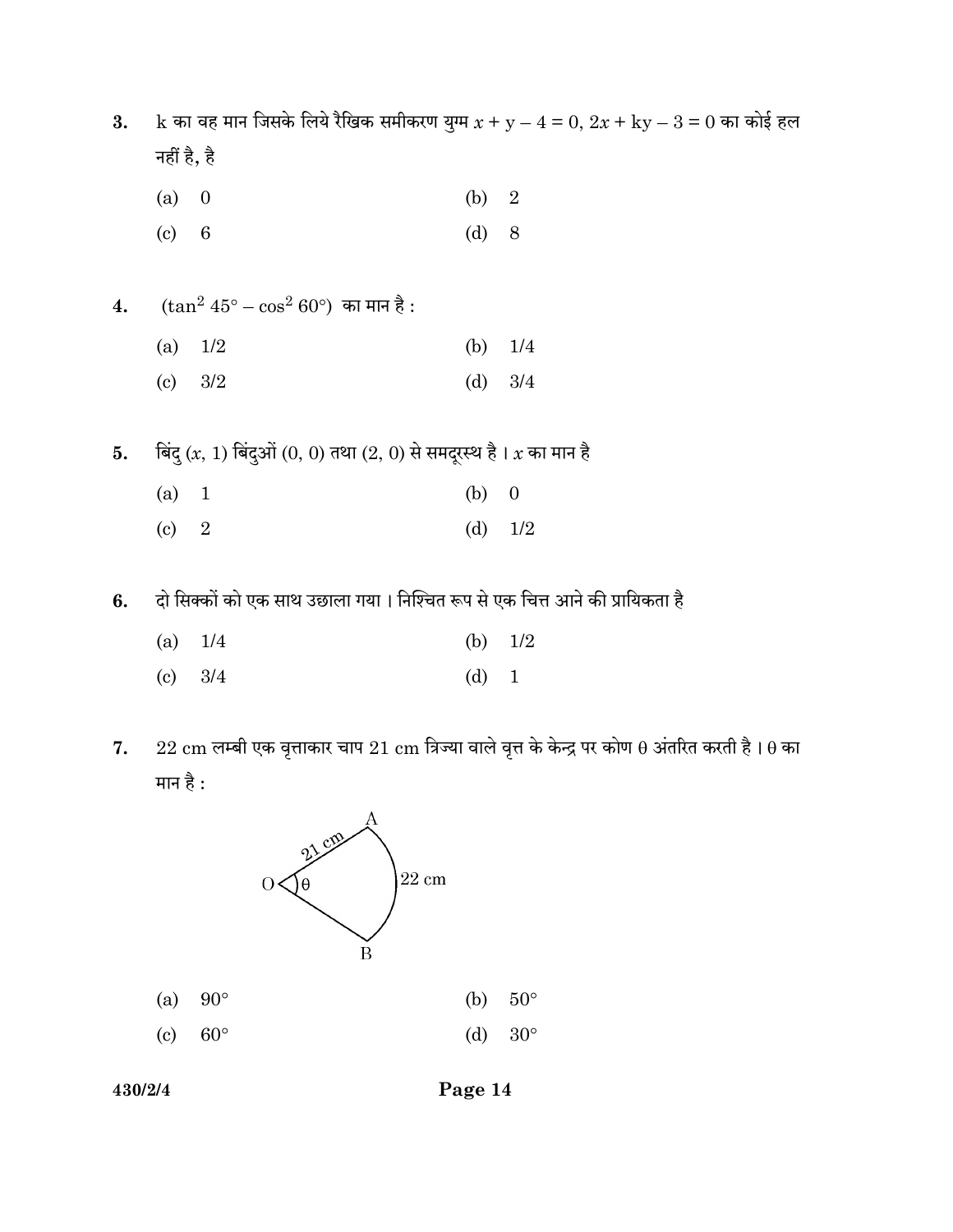**3.** k का वह मान जिसके लिये रैखिक समीकरण युग्म $x + y - 4 = 0$, $2x + ky - 3 = 0$ का कोई हल नहीं है, है

(a) 0 (b) 2

(c) 6 (d) 8

**4.** $(\tan^2 45° - \cos^2 60°)$ का मान है :

(a) 1/2 (b) 1/4

(c) 3/2 (d) 3/4

**5.** बिंदु $(x, 1)$ बिंदुओं $(0, 0)$ तथा $(2, 0)$ से समदूरस्थ है । $x$ का मान है

(a) 1 (b) 0

(c) 2 (d) 1/2

**6.** दो सिक्कों को एक साथ उछाला गया । निश्चित रूप से एक चित्त आने की प्रायिकता है

(a) 1/4 (b) 1/2

(c) 3/4 (d) 1

**7.** 22 cm लम्बी एक वृत्ताकार चाप 21 cm त्रिज्या वाले वृत्त के केन्द्र पर कोण θ अंतरित करती है । θ का मान है :

(a) 90° (b) 50°

(c) 60° (d) 30°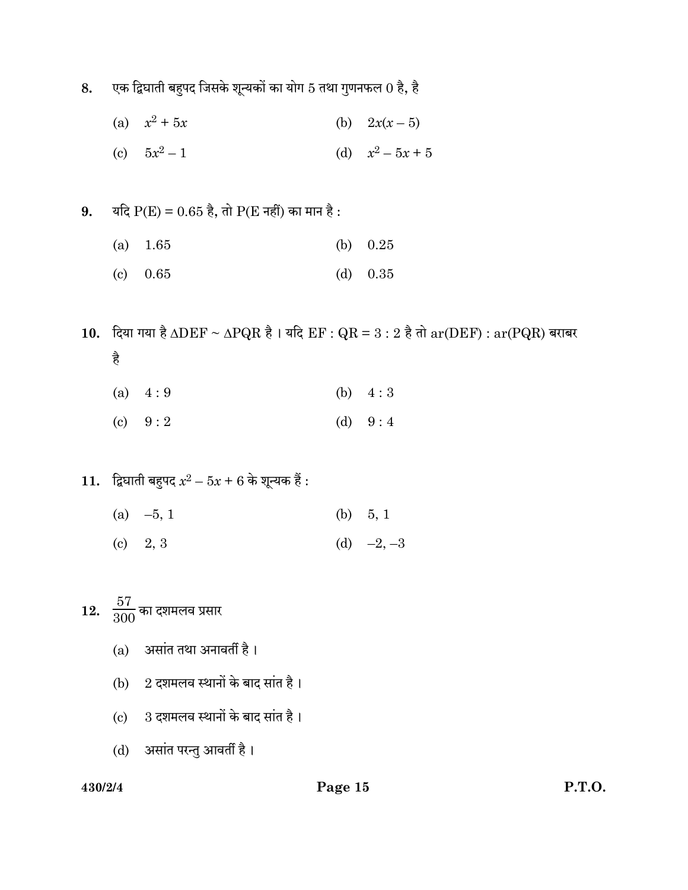8. एक द्विघाती बहुपद जिसके शून्यकों का योग 5 तथा गुणनफल 0 है, है

   (a) $x^2 + 5x$
   (b) $2x(x - 5)$
   (c) $5x^2 - 1$
   (d) $x^2 - 5x + 5$

9. यदि P(E) = 0.65 है, तो P(E नहीं) का मान है :

   (a) 1.65
   (b) 0.25
   (c) 0.65
   (d) 0.35

10. दिया गया है $\Delta DEF \sim \Delta PQR$ है । यदि EF : QR = 3 : 2 है तो ar(DEF) : ar(PQR) बराबर है

    (a) 4 : 9
    (b) 4 : 3
    (c) 9 : 2
    (d) 9 : 4

11. द्विघाती बहुपद $x^2 - 5x + 6$ के शून्यक हैं :

    (a) –5, 1
    (b) 5, 1
    (c) 2, 3
    (d) –2, –3

12. $\frac{57}{300}$ का दशमलव प्रसार

    (a) असांत तथा अनावर्ती है ।
    (b) 2 दशमलव स्थानों के बाद सांत है ।
    (c) 3 दशमलव स्थानों के बाद सांत है ।
    (d) असांत परन्तु आवर्ती है ।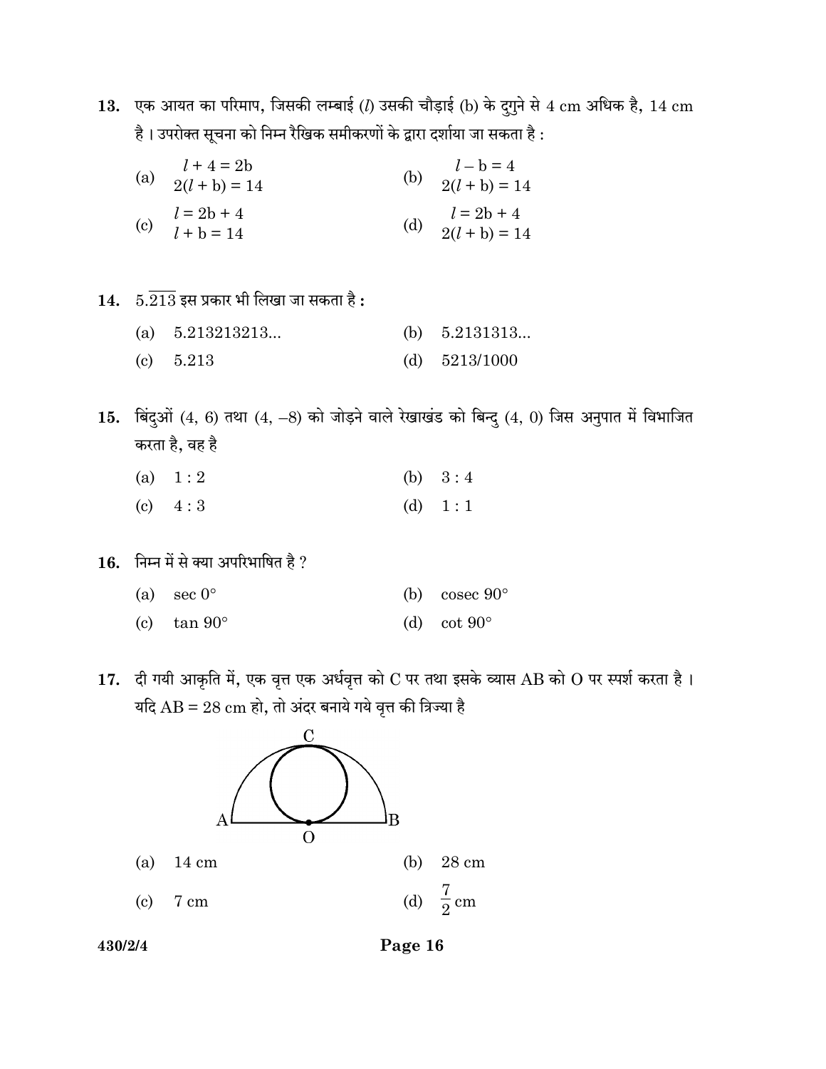13. एक आयत का परिमाप, जिसकी लम्बाई ($l$) उसकी चौड़ाई (b) के दुगुने से 4 cm अधिक है, 14 cm है । उपरोक्त सूचना को निम्न रैखिक समीकरणों के द्वारा दर्शाया जा सकता है :

(a) $l + 4 = 2b$
$2(l + b) = 14$

(b) $l - b = 4$
$2(l + b) = 14$

(c) $l = 2b + 4$
$l + b = 14$

(d) $l = 2b + 4$
$2(l + b) = 14$

14. $5.\overline{213}$ इस प्रकार भी लिखा जा सकता है :

(a) 5.213213213...
(b) 5.2131313...
(c) 5.213
(d) 5213/1000

15. बिंदुओं (4, 6) तथा (4, –8) को जोड़ने वाले रेखाखंड को बिन्दु (4, 0) जिस अनुपात में विभाजित करता है, वह है

(a) 1 : 2
(b) 3 : 4
(c) 4 : 3
(d) 1 : 1

16. निम्न में से क्या अपरिभाषित है ?

(a) sec 0°
(b) cosec 90°
(c) tan 90°
(d) cot 90°

17. दी गयी आकृति में, एक वृत्त एक अर्धवृत्त को C पर तथा इसके व्यास AB को O पर स्पर्श करता है । यदि AB = 28 cm हो, तो अंदर बनाये गये वृत्त की त्रिज्या है

(a) 14 cm
(b) 28 cm
(c) 7 cm
(d) $\frac{7}{2}$ cm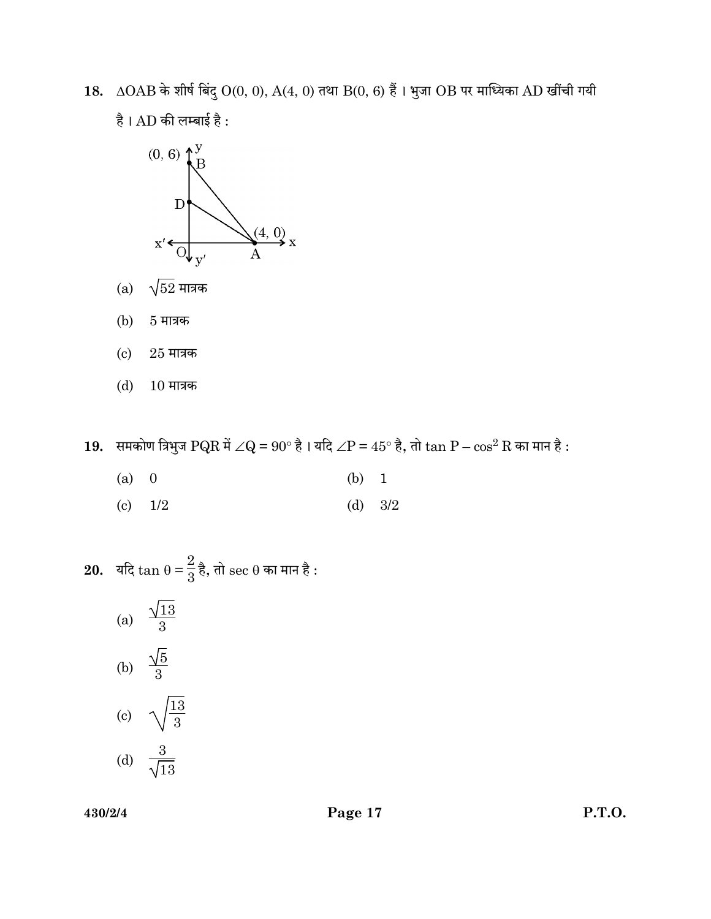**18.** $\Delta OAB$ के शीर्ष बिंदु O(0, 0), A(4, 0) तथा B(0, 6) हैं । भुजा OB पर माध्यिका AD खींची गयी है । AD की लम्बाई है :

(a) $\sqrt{52}$ मात्रक

(b) 5 मात्रक

(c) 25 मात्रक

(d) 10 मात्रक

**19.** समकोण त्रिभुज PQR में $\angle Q = 90°$ है । यदि $\angle P = 45°$ है, तो $\tan P - \cos^2 R$ का मान है :

(a) 0 (b) 1

(c) 1/2 (d) 3/2

**20.** यदि $\tan \theta = \frac{2}{3}$ है, तो $\sec \theta$ का मान है :

(a) $\frac{\sqrt{13}}{3}$

(b) $\frac{\sqrt{5}}{3}$

(c) $\sqrt{\frac{13}{3}}$

(d) $\frac{3}{\sqrt{13}}$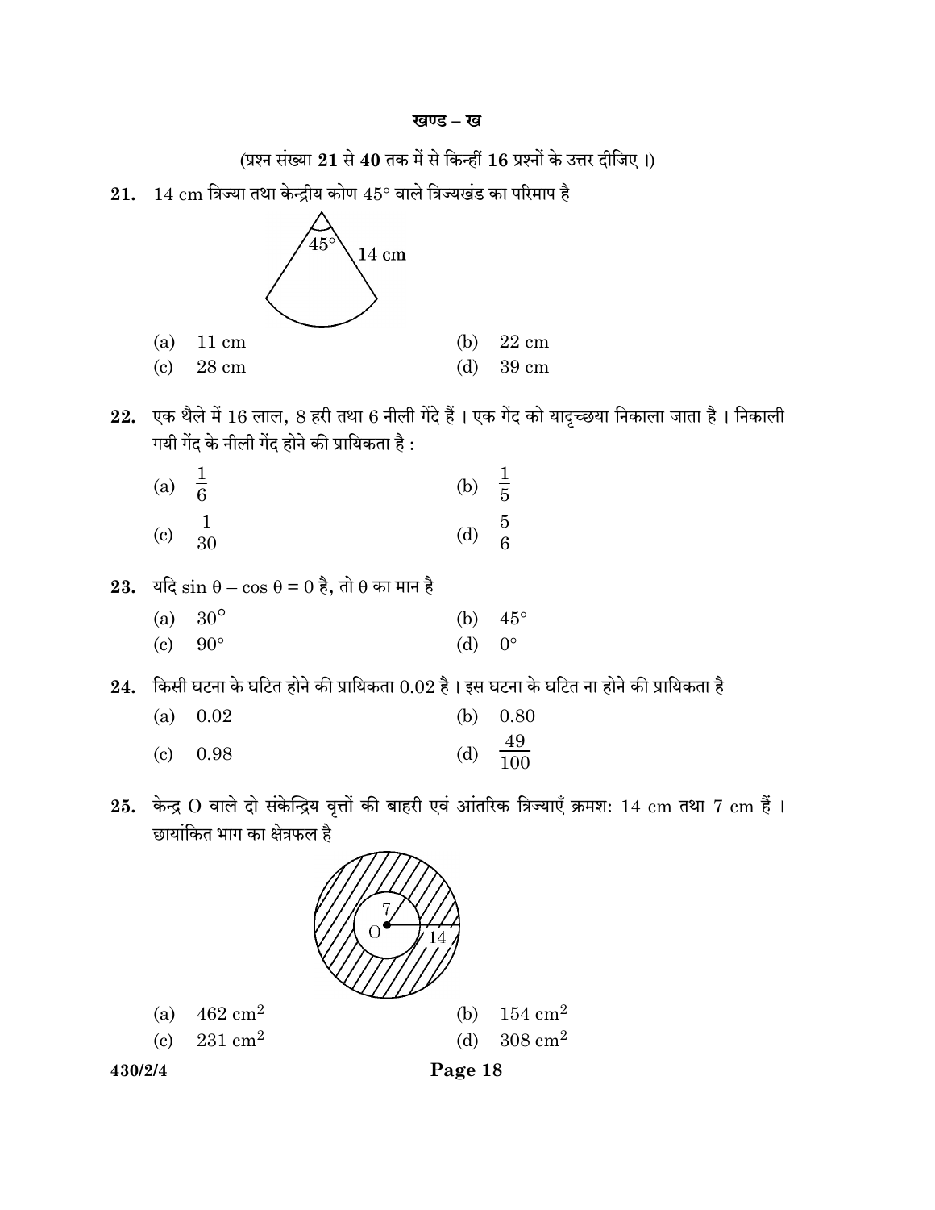## खण्ड – ख

(प्रश्न संख्या **21** से **40** तक में से किन्हीं **16** प्रश्नों के उत्तर दीजिए ।)

**21.** 14 cm त्रिज्या तथा केन्द्रीय कोण 45° वाले त्रिज्यखंड का परिमाप है

(a) 11 cm (b) 22 cm

(c) 28 cm (d) 39 cm

**22.** एक थैले में 16 लाल, 8 हरी तथा 6 नीली गेंदे हैं । एक गेंद को यादृच्छया निकाला जाता है । निकाली गयी गेंद के नीली गेंद होने की प्रायिकता है :

(a) $\frac{1}{6}$ (b) $\frac{1}{5}$

(c) $\frac{1}{30}$ (d) $\frac{5}{6}$

**23.** यदि $\sin \theta - \cos \theta = 0$ है, तो $\theta$ का मान है

(a) 30° (b) 45°

(c) 90° (d) 0°

**24.** किसी घटना के घटित होने की प्रायिकता 0.02 है । इस घटना के घटित ना होने की प्रायिकता है

(a) 0.02 (b) 0.80

(c) 0.98 (d) $\frac{49}{100}$

**25.** केन्द्र O वाले दो संकेन्द्रिय वृत्तों की बाहरी एवं आंतरिक त्रिज्याएँ क्रमशः 14 cm तथा 7 cm हैं । छायांकित भाग का क्षेत्रफल है

(a) 462 $cm^2$ (b) 154 $cm^2$

(c) 231 $cm^2$ (d) 308 $cm^2$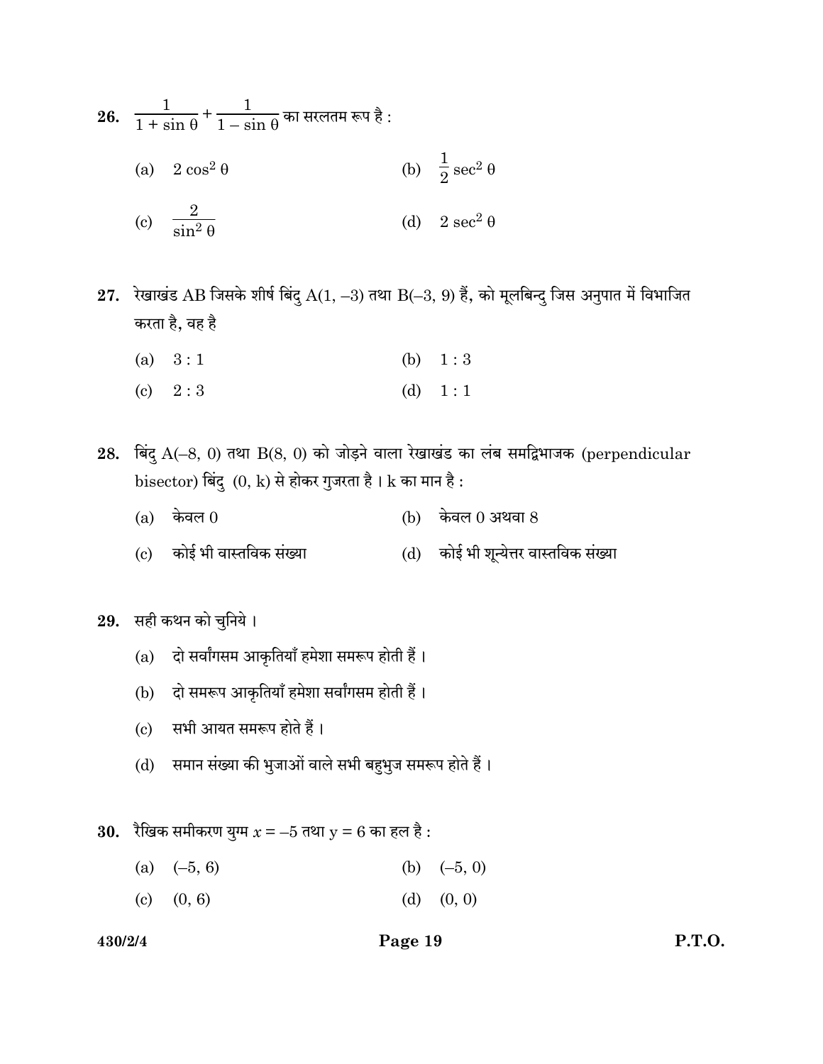26. $\frac{1}{1 + \sin \theta} + \frac{1}{1 - \sin \theta}$ का सरलतम रूप है :

(a) $2 \cos^2 \theta$ (b) $\frac{1}{2} \sec^2 \theta$

(c) $\frac{2}{\sin^2 \theta}$ (d) $2 \sec^2 \theta$

27. रेखाखंड AB जिसके शीर्ष बिंदु A(1, –3) तथा B(–3, 9) हैं, को मूलबिन्दु जिस अनुपात में विभाजित करता है, वह है

(a) 3 : 1 (b) 1 : 3

(c) 2 : 3 (d) 1 : 1

28. बिंदु A(–8, 0) तथा B(8, 0) को जोड़ने वाला रेखाखंड का लंब समद्विभाजक (perpendicular bisector) बिंदु (0, k) से होकर गुजरता है । k का मान है :

(a) केवल 0 (b) केवल 0 अथवा 8

(c) कोई भी वास्तविक संख्या (d) कोई भी शून्येत्तर वास्तविक संख्या

29. सही कथन को चुनिये ।

(a) दो सर्वांगसम आकृतियाँ हमेशा समरूप होती हैं ।

(b) दो समरूप आकृतियाँ हमेशा सर्वांगसम होती हैं ।

(c) सभी आयत समरूप होते हैं ।

(d) समान संख्या की भुजाओं वाले सभी बहुभुज समरूप होते हैं ।

30. रैखिक समीकरण युग्म $x = -5$ तथा $y = 6$ का हल है :

(a) (–5, 6) (b) (–5, 0)

(c) (0, 6) (d) (0, 0)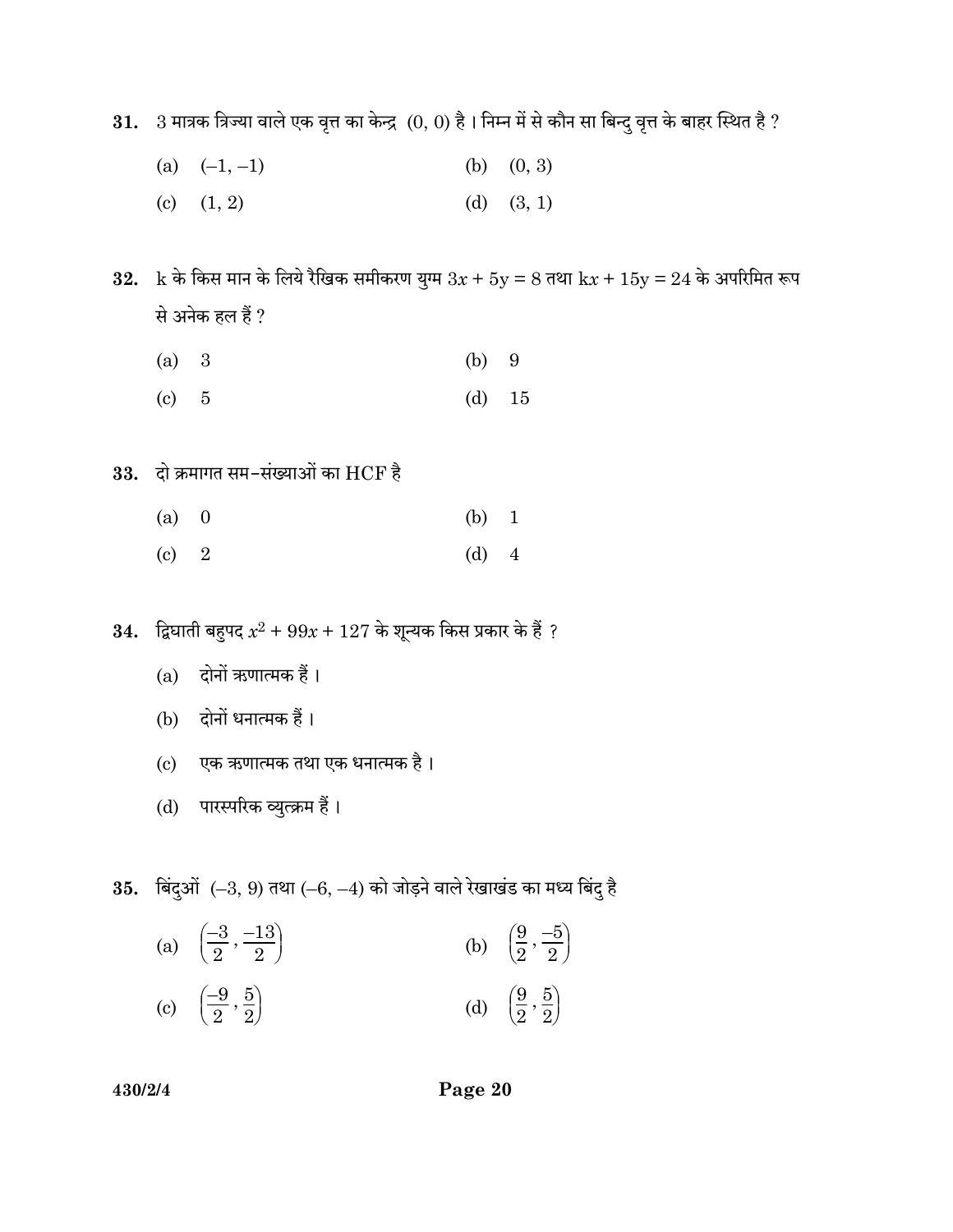**31.** 3 मात्रक त्रिज्या वाले एक वृत्त का केन्द्र (0, 0) है । निम्न में से कौन सा बिन्दु वृत्त के बाहर स्थित है ?

(a) (–1, –1) (b) (0, 3)

(c) (1, 2) (d) (3, 1)

**32.** k के किस मान के लिये रैखिक समीकरण युग्म $3x + 5y = 8$ तथा $kx + 15y = 24$ के अपरिमित रूप से अनेक हल हैं ?

(a) 3 (b) 9

(c) 5 (d) 15

**33.** दो क्रमागत सम-संख्याओं का HCF है

(a) 0 (b) 1

(c) 2 (d) 4

**34.** द्विघाती बहुपद $x^2 + 99x + 127$ के शून्यक किस प्रकार के हैं ?

(a) दोनों ऋणात्मक हैं ।

(b) दोनों धनात्मक हैं ।

(c) एक ऋणात्मक तथा एक धनात्मक है ।

(d) पारस्परिक व्युत्क्रम हैं ।

**35.** बिंदुओं (–3, 9) तथा (–6, –4) को जोड़ने वाले रेखाखंड का मध्य बिंदु है

(a) $\left(\frac{-3}{2}, \frac{-13}{2}\right)$ (b) $\left(\frac{9}{2}, \frac{-5}{2}\right)$

(c) $\left(\frac{-9}{2}, \frac{5}{2}\right)$ (d) $\left(\frac{9}{2}, \frac{5}{2}\right)$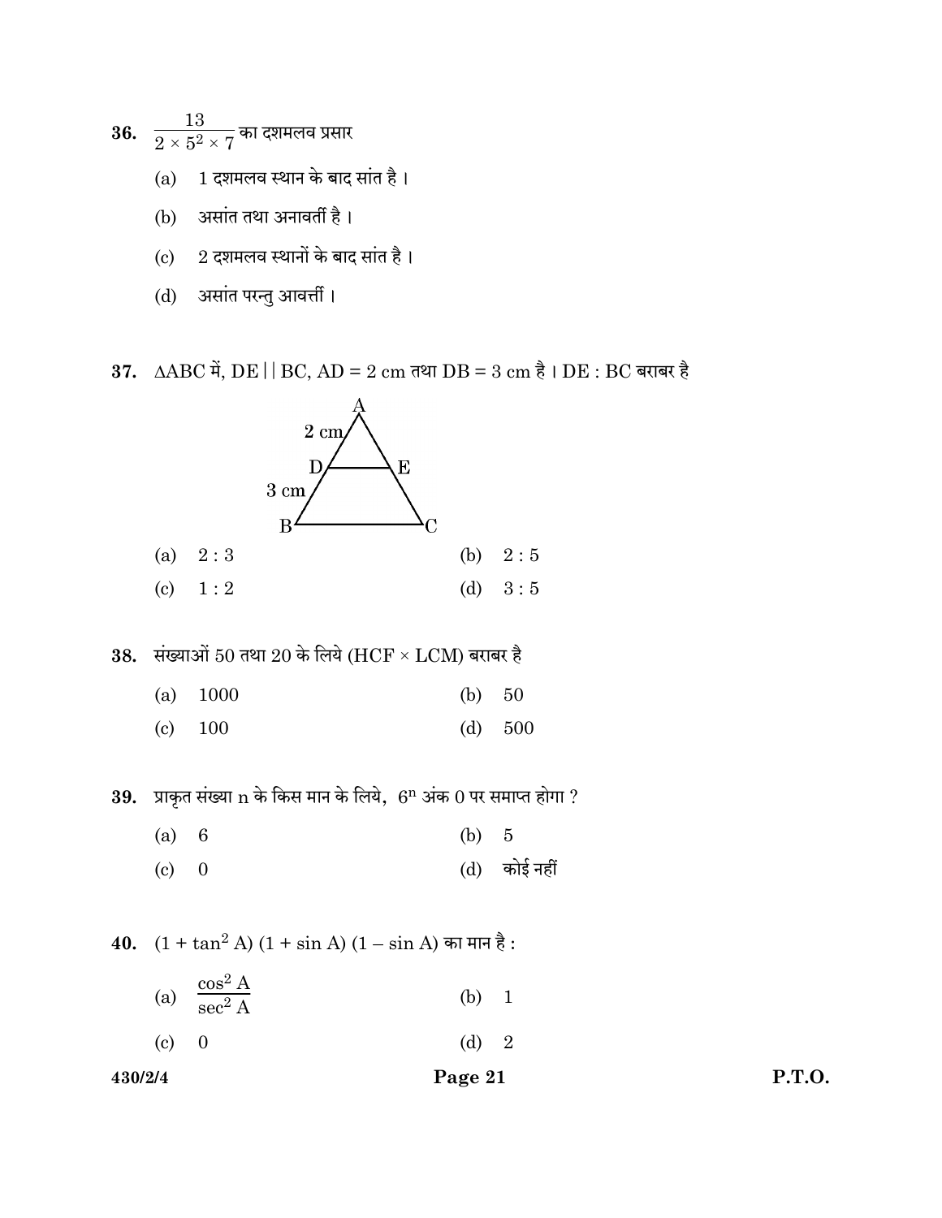36. $\frac{13}{2 \times 5^2 \times 7}$ का दशमलव प्रसार

(a) 1 दशमलव स्थान के बाद सांत है ।

(b) असांत तथा अनावर्ती है ।

(c) 2 दशमलव स्थानों के बाद सांत है ।

(d) असांत परन्तु आवर्त्ती ।

37. $\Delta ABC$ में, $DE \parallel BC$, AD = 2 cm तथा DB = 3 cm है । DE : BC बराबर है

(a) 2 : 3 (b) 2 : 5

(c) 1 : 2 (d) 3 : 5

38. संख्याओं 50 तथा 20 के लिये (HCF × LCM) बराबर है

(a) 1000 (b) 50

(c) 100 (d) 500

39. प्राकृत संख्या n के किस मान के लिये, $6^n$ अंक 0 पर समाप्त होगा ?

(a) 6 (b) 5

(c) 0 (d) कोई नहीं

40. $(1 + \tan^2 A)(1 + \sin A)(1 - \sin A)$ का मान है :

(a) $\frac{\cos^2 A}{\sec^2 A}$ (b) 1

(c) 0 (d) 2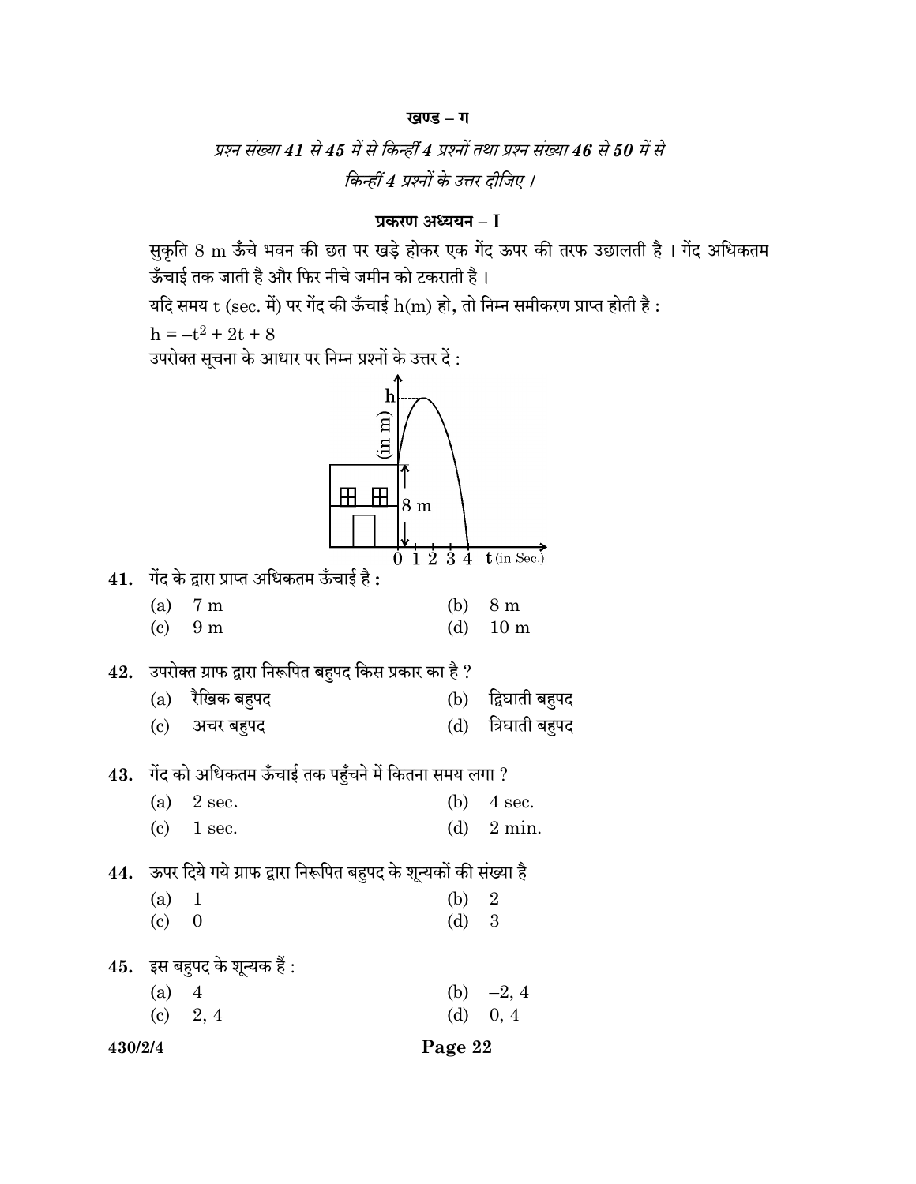**खण्ड – ग**

*प्रश्न संख्या **41** से **45** में से किन्हीं **4** प्रश्नों तथा प्रश्न संख्या **46** से **50** में से किन्हीं **4** प्रश्नों के उत्तर दीजिए ।*

**प्रकरण अध्ययन – I**

सुकृति 8 m ऊँचे भवन की छत पर खड़े होकर एक गेंद ऊपर की तरफ उछालती है । गेंद अधिकतम ऊँचाई तक जाती है और फिर नीचे जमीन को टकराती है ।

यदि समय t (sec. में) पर गेंद की ऊँचाई h(m) हो, तो निम्न समीकरण प्राप्त होती है :

$h = -t^2 + 2t + 8$

उपरोक्त सूचना के आधार पर निम्न प्रश्नों के उत्तर दें :

**41.** गेंद के द्वारा प्राप्त अधिकतम ऊँचाई है **:**

(a) 7 m  (b) 8 m

(c) 9 m  (d) 10 m

**42.** उपरोक्त ग्राफ द्वारा निरूपित बहुपद किस प्रकार का है ?

(a) रैखिक बहुपद  (b) द्विघाती बहुपद

(c) अचर बहुपद  (d) त्रिघाती बहुपद

**43.** गेंद को अधिकतम ऊँचाई तक पहुँचने में कितना समय लगा ?

(a) 2 sec.  (b) 4 sec.

(c) 1 sec.  (d) 2 min.

**44.** ऊपर दिये गये ग्राफ द्वारा निरूपित बहुपद के शून्यकों की संख्या है

(a) 1  (b) 2

(c) 0  (d) 3

**45.** इस बहुपद के शून्यक हैं :

(a) 4  (b) –2, 4

(c) 2, 4  (d) 0, 4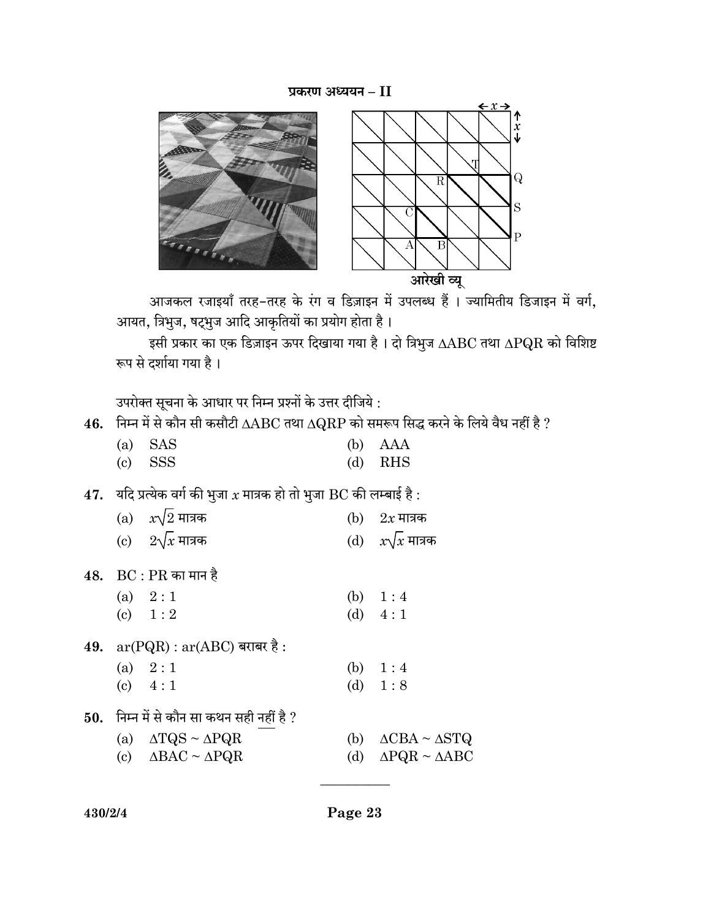**प्रकरण अध्ययन – II**

आरेखी व्यू

आजकल रजाइयाँ तरह–तरह के रंग व डिज़ाइन में उपलब्ध हैं । ज्यामितीय डिजाइन में वर्ग, आयत, त्रिभुज, षट्भुज आदि आकृतियों का प्रयोग होता है ।

इसी प्रकार का एक डिज़ाइन ऊपर दिखाया गया है । दो त्रिभुज $\Delta ABC$ तथा $\Delta PQR$ को विशिष्ट रूप से दर्शाया गया है ।

उपरोक्त सूचना के आधार पर निम्न प्रश्नों के उत्तर दीजिये :

**46.** निम्न में से कौन सी कसौटी $\Delta ABC$ तथा $\Delta QRP$ को समरूप सिद्ध करने के लिये वैध नहीं है ?

(a) SAS (b) AAA

(c) SSS (d) RHS

**47.** यदि प्रत्येक वर्ग की भुजा $x$ मात्रक हो तो भुजा BC की लम्बाई है :

(a) $x\sqrt{2}$ मात्रक (b) $2x$ मात्रक

(c) $2\sqrt{x}$ मात्रक (d) $x\sqrt{x}$ मात्रक

**48.** BC : PR का मान है

(a) 2 : 1 (b) 1 : 4

(c) 1 : 2 (d) 4 : 1

**49.** ar(PQR) : ar(ABC) बराबर है :

(a) 2 : 1 (b) 1 : 4

(c) 4 : 1 (d) 1 : 8

**50.** निम्न में से कौन सा कथन सही नहीं है ?

(a) $\Delta TQS \sim \Delta PQR$ (b) $\Delta CBA \sim \Delta STQ$

(c) $\Delta BAC \sim \Delta PQR$ (d) $\Delta PQR \sim \Delta ABC$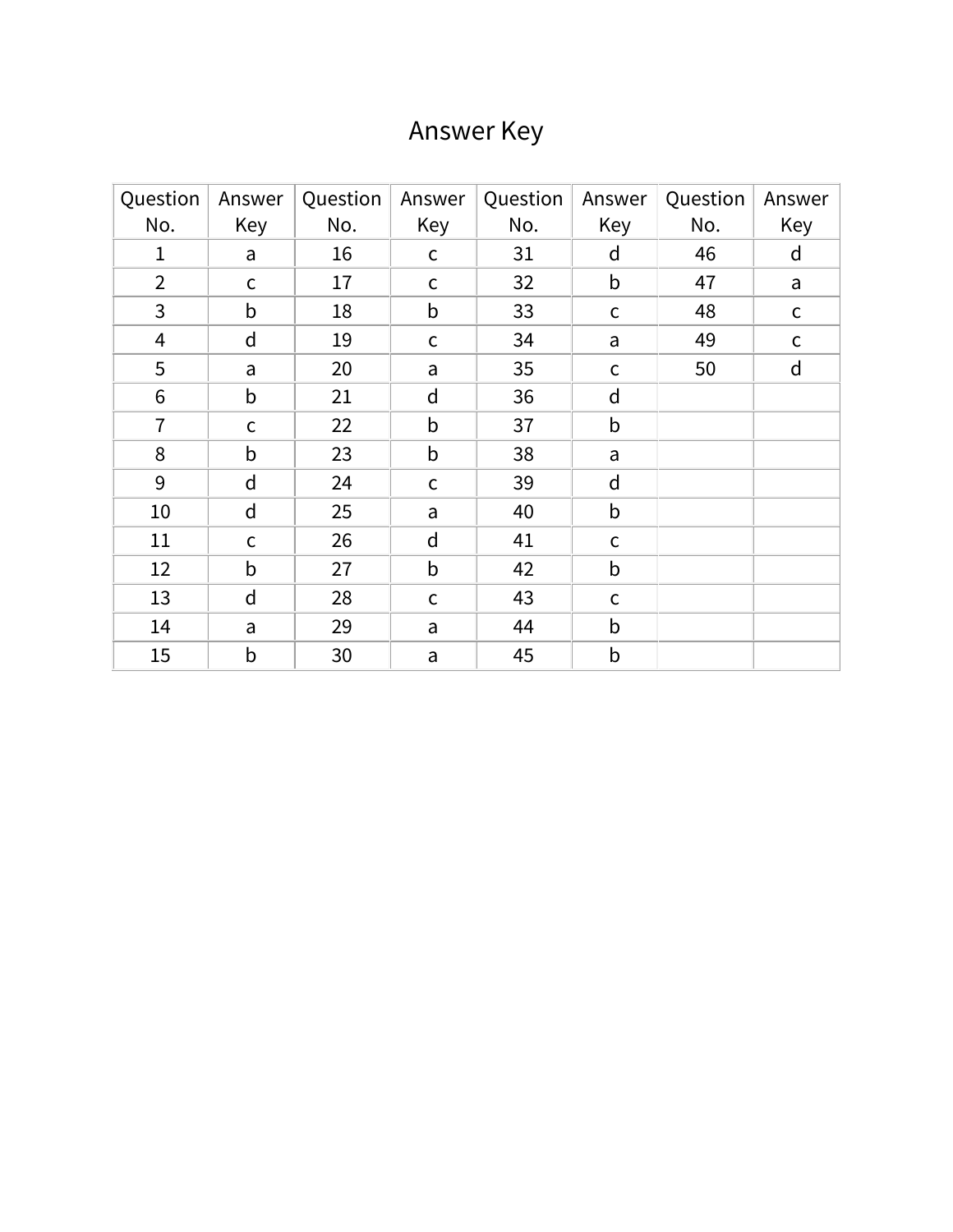# Answer Key

| Question No. | Answer Key | Question No. | Answer Key | Question No. | Answer Key | Question No. | Answer Key |
|---|---|---|---|---|---|---|---|
| 1 | a | 16 | c | 31 | d | 46 | d |
| 2 | c | 17 | c | 32 | b | 47 | a |
| 3 | b | 18 | b | 33 | c | 48 | c |
| 4 | d | 19 | c | 34 | a | 49 | c |
| 5 | a | 20 | a | 35 | c | 50 | d |
| 6 | b | 21 | d | 36 | d | | |
| 7 | c | 22 | b | 37 | b | | |
| 8 | b | 23 | b | 38 | a | | |
| 9 | d | 24 | c | 39 | d | | |
| 10 | d | 25 | a | 40 | b | | |
| 11 | c | 26 | d | 41 | c | | |
| 12 | b | 27 | b | 42 | b | | |
| 13 | d | 28 | c | 43 | c | | |
| 14 | a | 29 | a | 44 | b | | |
| 15 | b | 30 | a | 45 | b | | |